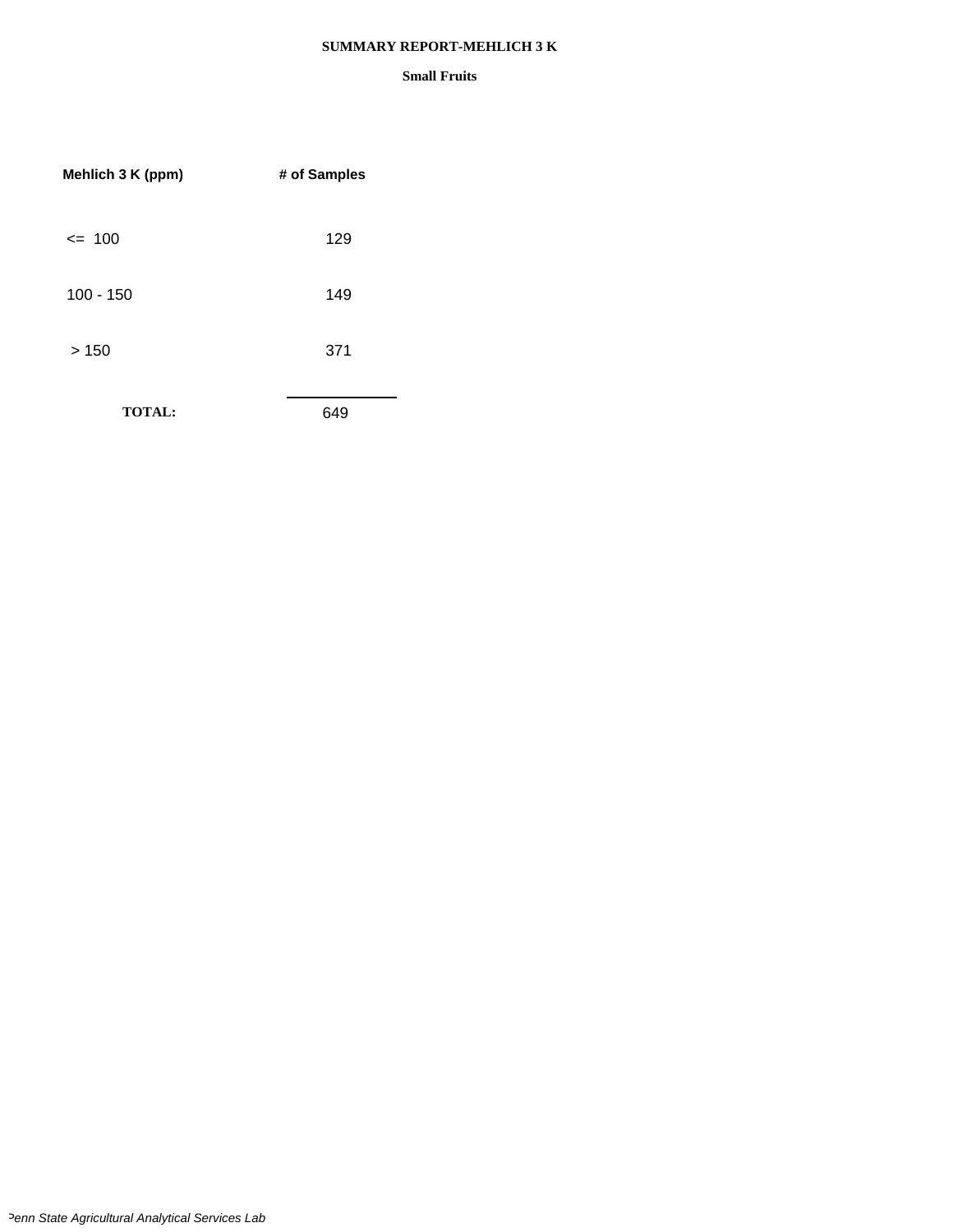# SUMMARY REPORT-MEHLICH 3 K

## Small Fruits

| Mehlich 3 K (ppm) | # of Samples |
|---|---|
| <= 100 | 129 |
| 100 - 150 | 149 |
| > 150 | 371 |
| **TOTAL:** | 649 |

*Penn State Agricultural Analytical Services Lab*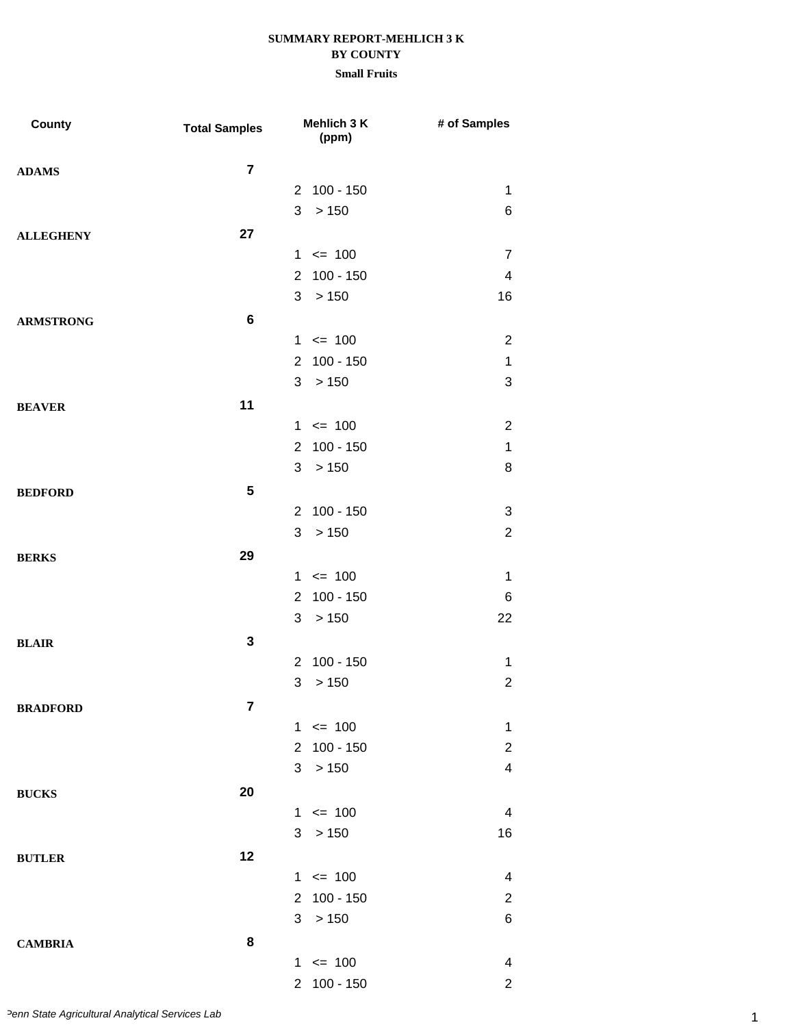**SUMMARY REPORT-MEHLICH 3 K**
**BY COUNTY**
**Small Fruits**

| County | Total Samples | Mehlich 3 K (ppm) | # of Samples |
|---|---|---|---|
| **ADAMS** | **7** | | |
| | | 2 100 - 150 | 1 |
| | | 3 > 150 | 6 |
| **ALLEGHENY** | **27** | | |
| | | 1 <= 100 | 7 |
| | | 2 100 - 150 | 4 |
| | | 3 > 150 | 16 |
| **ARMSTRONG** | **6** | | |
| | | 1 <= 100 | 2 |
| | | 2 100 - 150 | 1 |
| | | 3 > 150 | 3 |
| **BEAVER** | **11** | | |
| | | 1 <= 100 | 2 |
| | | 2 100 - 150 | 1 |
| | | 3 > 150 | 8 |
| **BEDFORD** | **5** | | |
| | | 2 100 - 150 | 3 |
| | | 3 > 150 | 2 |
| **BERKS** | **29** | | |
| | | 1 <= 100 | 1 |
| | | 2 100 - 150 | 6 |
| | | 3 > 150 | 22 |
| **BLAIR** | **3** | | |
| | | 2 100 - 150 | 1 |
| | | 3 > 150 | 2 |
| **BRADFORD** | **7** | | |
| | | 1 <= 100 | 1 |
| | | 2 100 - 150 | 2 |
| | | 3 > 150 | 4 |
| **BUCKS** | **20** | | |
| | | 1 <= 100 | 4 |
| | | 3 > 150 | 16 |
| **BUTLER** | **12** | | |
| | | 1 <= 100 | 4 |
| | | 2 100 - 150 | 2 |
| | | 3 > 150 | 6 |
| **CAMBRIA** | **8** | | |
| | | 1 <= 100 | 4 |
| | | 2 100 - 150 | 2 |

*Penn State Agricultural Analytical Services Lab*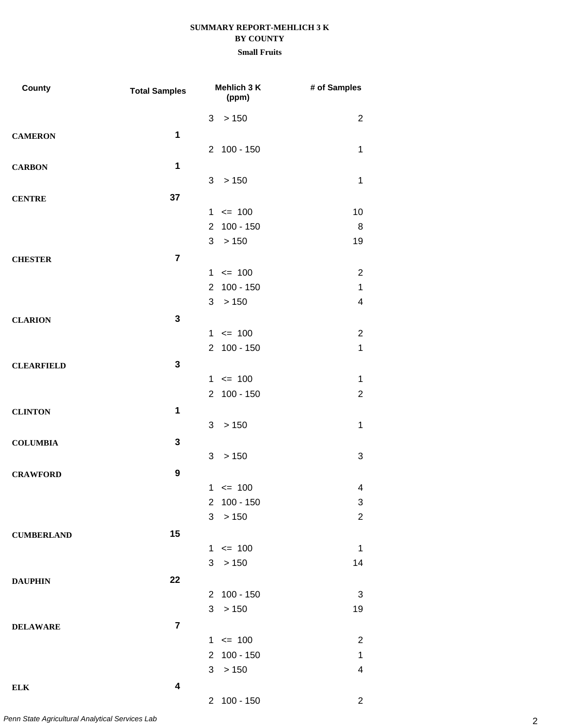**SUMMARY REPORT-MEHLICH 3 K**
**BY COUNTY**
**Small Fruits**

| County | Total Samples | Mehlich 3 K (ppm) | # of Samples |
|---|---|---|---|
| | | 3 > 150 | 2 |
| **CAMERON** | **1** | | |
| | | 2 100 - 150 | 1 |
| **CARBON** | **1** | | |
| | | 3 > 150 | 1 |
| **CENTRE** | **37** | | |
| | | 1 <= 100 | 10 |
| | | 2 100 - 150 | 8 |
| | | 3 > 150 | 19 |
| **CHESTER** | **7** | | |
| | | 1 <= 100 | 2 |
| | | 2 100 - 150 | 1 |
| | | 3 > 150 | 4 |
| **CLARION** | **3** | | |
| | | 1 <= 100 | 2 |
| | | 2 100 - 150 | 1 |
| **CLEARFIELD** | **3** | | |
| | | 1 <= 100 | 1 |
| | | 2 100 - 150 | 2 |
| **CLINTON** | **1** | | |
| | | 3 > 150 | 1 |
| **COLUMBIA** | **3** | | |
| | | 3 > 150 | 3 |
| **CRAWFORD** | **9** | | |
| | | 1 <= 100 | 4 |
| | | 2 100 - 150 | 3 |
| | | 3 > 150 | 2 |
| **CUMBERLAND** | **15** | | |
| | | 1 <= 100 | 1 |
| | | 3 > 150 | 14 |
| **DAUPHIN** | **22** | | |
| | | 2 100 - 150 | 3 |
| | | 3 > 150 | 19 |
| **DELAWARE** | **7** | | |
| | | 1 <= 100 | 2 |
| | | 2 100 - 150 | 1 |
| | | 3 > 150 | 4 |
| **ELK** | **4** | | |
| | | 2 100 - 150 | 2 |

*Penn State Agricultural Analytical Services Lab*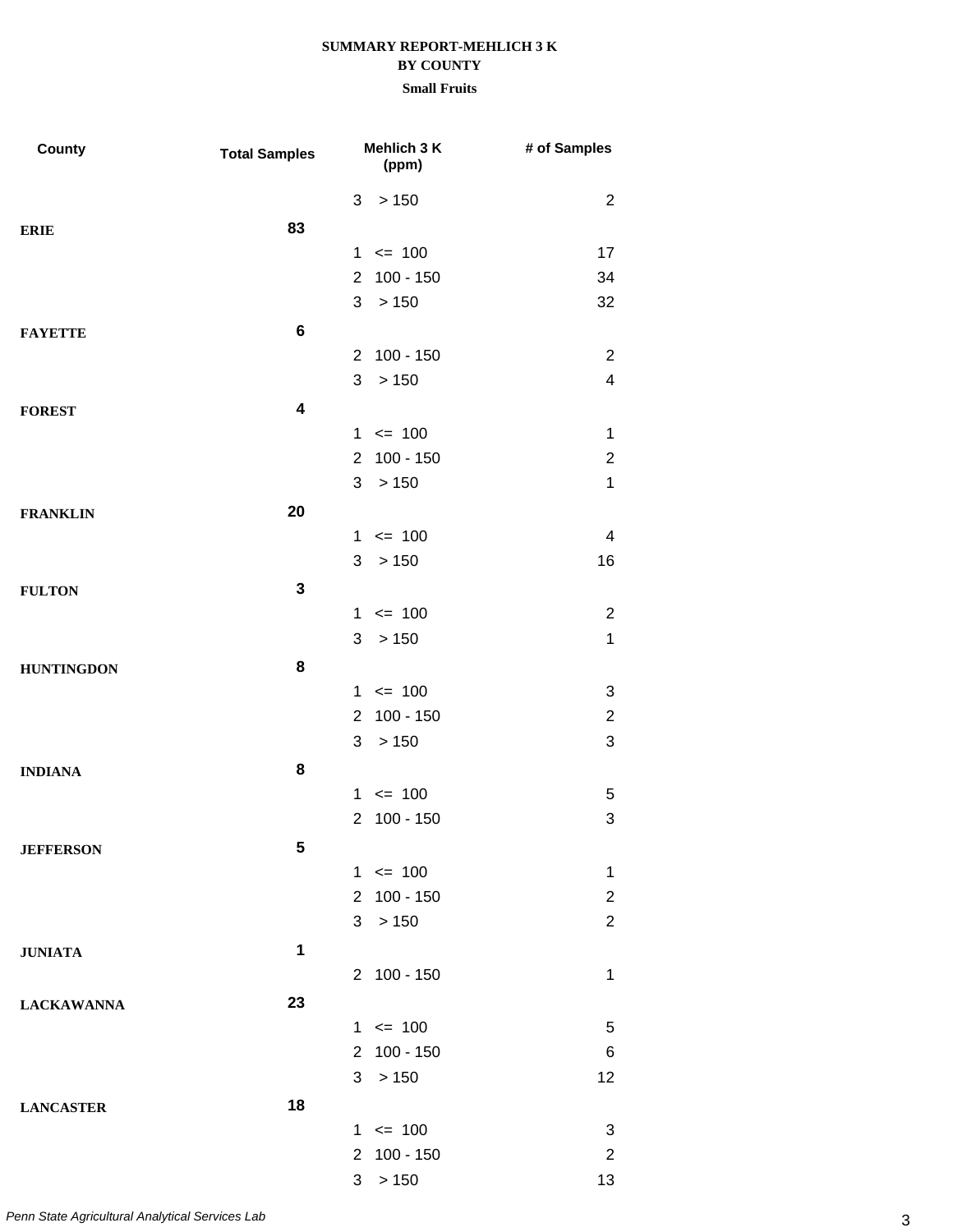**SUMMARY REPORT-MEHLICH 3 K**
**BY COUNTY**
**Small Fruits**

| County | Total Samples | Mehlich 3 K (ppm) | | # of Samples |
|---|---|---|---|---|
| | | 3 | > 150 | 2 |
| **ERIE** | **83** | | | |
| | | 1 | <= 100 | 17 |
| | | 2 | 100 - 150 | 34 |
| | | 3 | > 150 | 32 |
| **FAYETTE** | **6** | | | |
| | | 2 | 100 - 150 | 2 |
| | | 3 | > 150 | 4 |
| **FOREST** | **4** | | | |
| | | 1 | <= 100 | 1 |
| | | 2 | 100 - 150 | 2 |
| | | 3 | > 150 | 1 |
| **FRANKLIN** | **20** | | | |
| | | 1 | <= 100 | 4 |
| | | 3 | > 150 | 16 |
| **FULTON** | **3** | | | |
| | | 1 | <= 100 | 2 |
| | | 3 | > 150 | 1 |
| **HUNTINGDON** | **8** | | | |
| | | 1 | <= 100 | 3 |
| | | 2 | 100 - 150 | 2 |
| | | 3 | > 150 | 3 |
| **INDIANA** | **8** | | | |
| | | 1 | <= 100 | 5 |
| | | 2 | 100 - 150 | 3 |
| **JEFFERSON** | **5** | | | |
| | | 1 | <= 100 | 1 |
| | | 2 | 100 - 150 | 2 |
| | | 3 | > 150 | 2 |
| **JUNIATA** | **1** | | | |
| | | 2 | 100 - 150 | 1 |
| **LACKAWANNA** | **23** | | | |
| | | 1 | <= 100 | 5 |
| | | 2 | 100 - 150 | 6 |
| | | 3 | > 150 | 12 |
| **LANCASTER** | **18** | | | |
| | | 1 | <= 100 | 3 |
| | | 2 | 100 - 150 | 2 |
| | | 3 | > 150 | 13 |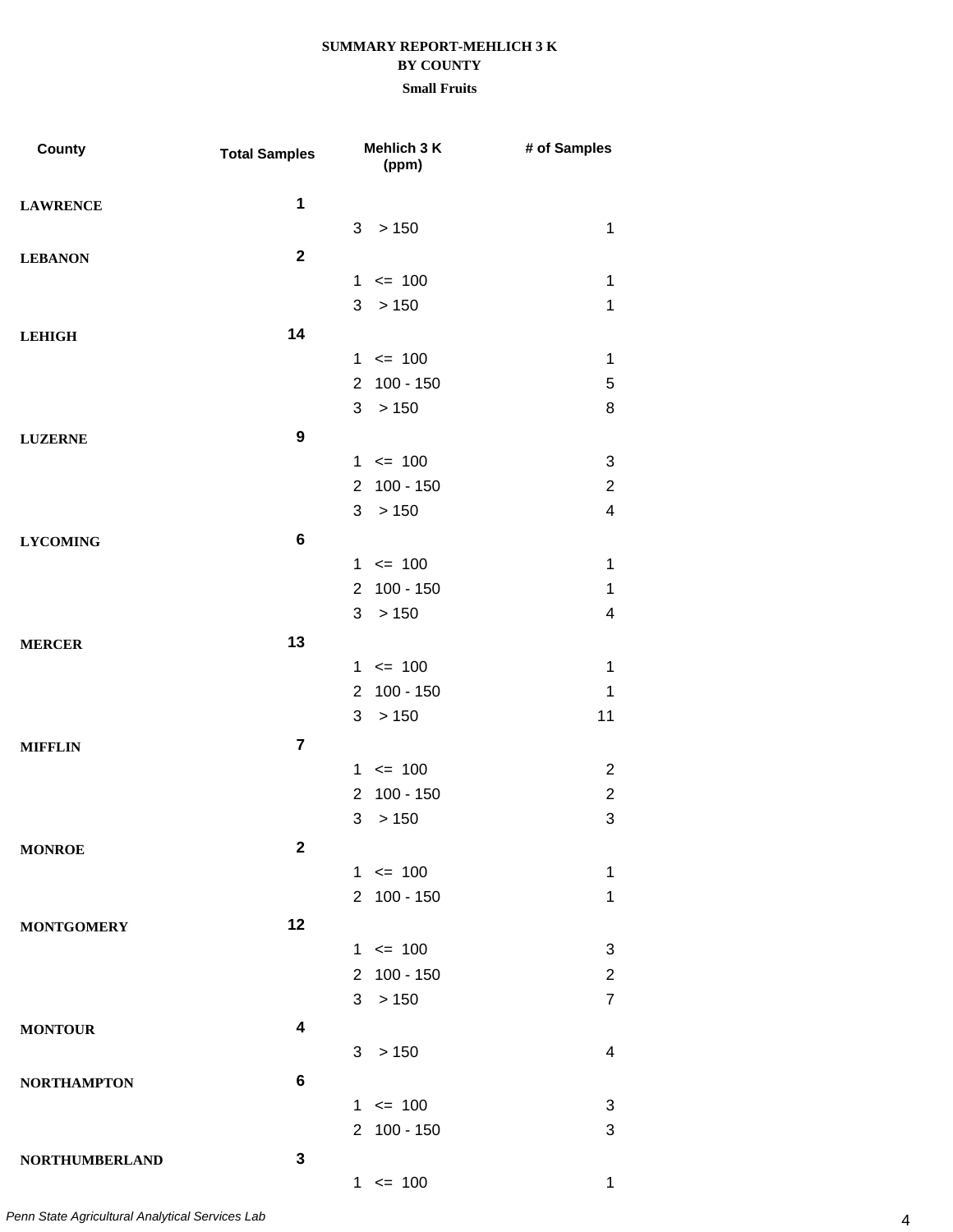# SUMMARY REPORT-MEHLICH 3 K
## BY COUNTY
### Small Fruits

| County | Total Samples | Mehlich 3 K (ppm) | # of Samples |
|---|---|---|---|
| **LAWRENCE** | **1** | | |
| | | 3 > 150 | 1 |
| **LEBANON** | **2** | | |
| | | 1 <= 100 | 1 |
| | | 3 > 150 | 1 |
| **LEHIGH** | **14** | | |
| | | 1 <= 100 | 1 |
| | | 2 100 - 150 | 5 |
| | | 3 > 150 | 8 |
| **LUZERNE** | **9** | | |
| | | 1 <= 100 | 3 |
| | | 2 100 - 150 | 2 |
| | | 3 > 150 | 4 |
| **LYCOMING** | **6** | | |
| | | 1 <= 100 | 1 |
| | | 2 100 - 150 | 1 |
| | | 3 > 150 | 4 |
| **MERCER** | **13** | | |
| | | 1 <= 100 | 1 |
| | | 2 100 - 150 | 1 |
| | | 3 > 150 | 11 |
| **MIFFLIN** | **7** | | |
| | | 1 <= 100 | 2 |
| | | 2 100 - 150 | 2 |
| | | 3 > 150 | 3 |
| **MONROE** | **2** | | |
| | | 1 <= 100 | 1 |
| | | 2 100 - 150 | 1 |
| **MONTGOMERY** | **12** | | |
| | | 1 <= 100 | 3 |
| | | 2 100 - 150 | 2 |
| | | 3 > 150 | 7 |
| **MONTOUR** | **4** | | |
| | | 3 > 150 | 4 |
| **NORTHAMPTON** | **6** | | |
| | | 1 <= 100 | 3 |
| | | 2 100 - 150 | 3 |
| **NORTHUMBERLAND** | **3** | | |
| | | 1 <= 100 | 1 |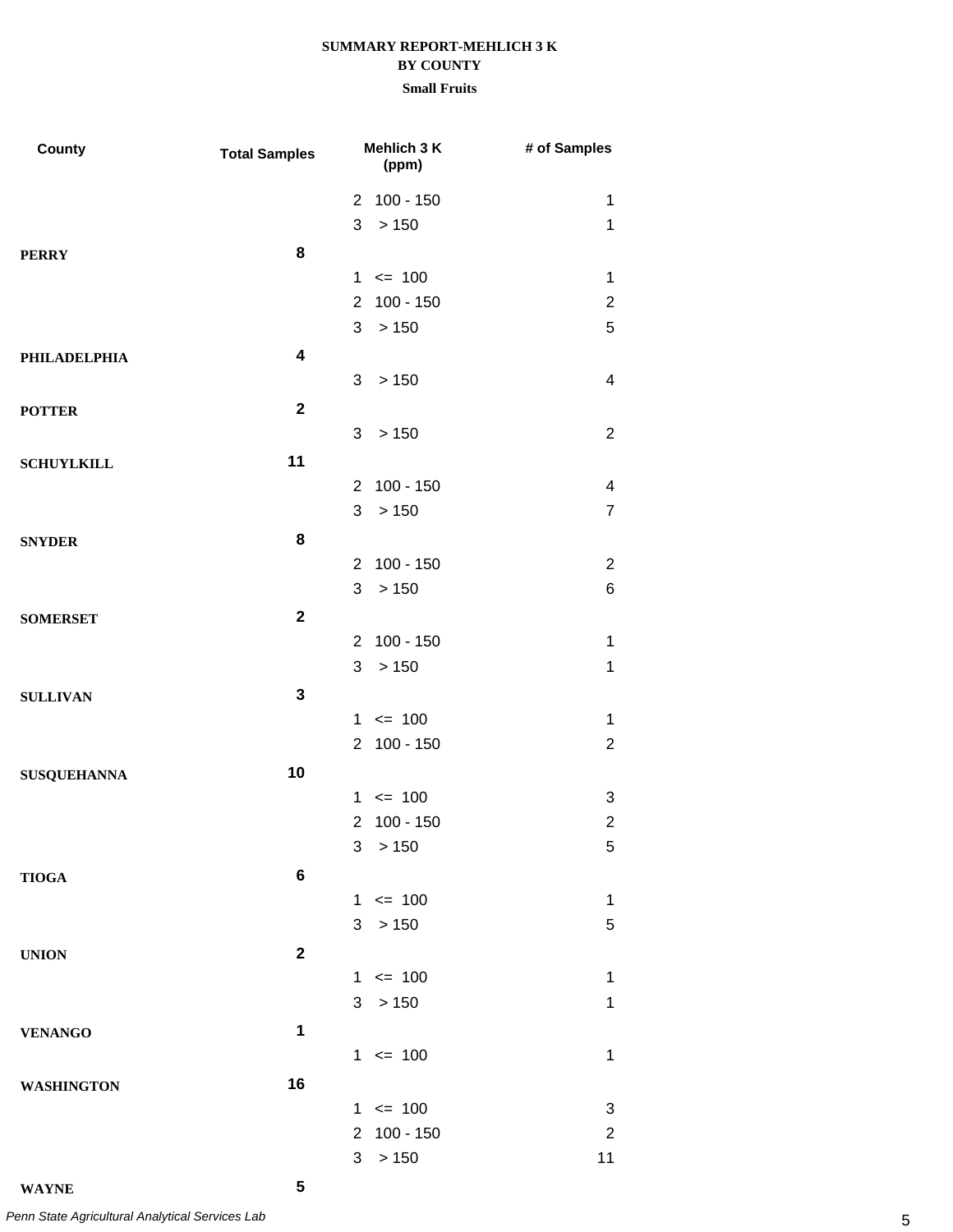**SUMMARY REPORT-MEHLICH 3 K**
**BY COUNTY**
**Small Fruits**

| County | Total Samples | Mehlich 3 K (ppm) | | # of Samples |
|---|---|---|---|---|
| | | 2 | 100 - 150 | 1 |
| | | 3 | > 150 | 1 |
| **PERRY** | **8** | | | |
| | | 1 | <= 100 | 1 |
| | | 2 | 100 - 150 | 2 |
| | | 3 | > 150 | 5 |
| **PHILADELPHIA** | **4** | | | |
| | | 3 | > 150 | 4 |
| **POTTER** | **2** | | | |
| | | 3 | > 150 | 2 |
| **SCHUYLKILL** | **11** | | | |
| | | 2 | 100 - 150 | 4 |
| | | 3 | > 150 | 7 |
| **SNYDER** | **8** | | | |
| | | 2 | 100 - 150 | 2 |
| | | 3 | > 150 | 6 |
| **SOMERSET** | **2** | | | |
| | | 2 | 100 - 150 | 1 |
| | | 3 | > 150 | 1 |
| **SULLIVAN** | **3** | | | |
| | | 1 | <= 100 | 1 |
| | | 2 | 100 - 150 | 2 |
| **SUSQUEHANNA** | **10** | | | |
| | | 1 | <= 100 | 3 |
| | | 2 | 100 - 150 | 2 |
| | | 3 | > 150 | 5 |
| **TIOGA** | **6** | | | |
| | | 1 | <= 100 | 1 |
| | | 3 | > 150 | 5 |
| **UNION** | **2** | | | |
| | | 1 | <= 100 | 1 |
| | | 3 | > 150 | 1 |
| **VENANGO** | **1** | | | |
| | | 1 | <= 100 | 1 |
| **WASHINGTON** | **16** | | | |
| | | 1 | <= 100 | 3 |
| | | 2 | 100 - 150 | 2 |
| | | 3 | > 150 | 11 |
| **WAYNE** | **5** | | | |

*Penn State Agricultural Analytical Services Lab*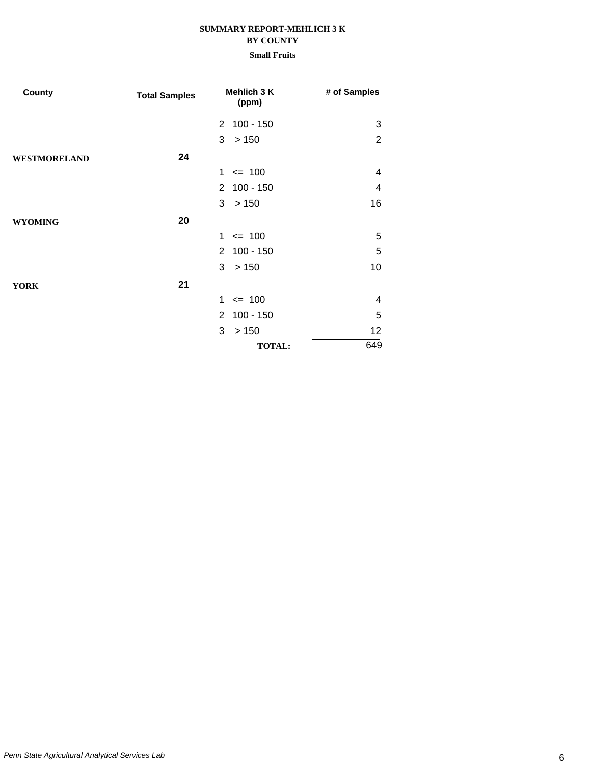**SUMMARY REPORT-MEHLICH 3 K**
**BY COUNTY**
**Small Fruits**

| County | Total Samples | Mehlich 3 K (ppm) | # of Samples |
|---|---|---|---|
| | | 2 100 - 150 | 3 |
| | | 3 > 150 | 2 |
| **WESTMORELAND** | **24** | | |
| | | 1 <= 100 | 4 |
| | | 2 100 - 150 | 4 |
| | | 3 > 150 | 16 |
| **WYOMING** | **20** | | |
| | | 1 <= 100 | 5 |
| | | 2 100 - 150 | 5 |
| | | 3 > 150 | 10 |
| **YORK** | **21** | | |
| | | 1 <= 100 | 4 |
| | | 2 100 - 150 | 5 |
| | | 3 > 150 | 12 |
| | | **TOTAL:** | 649 |